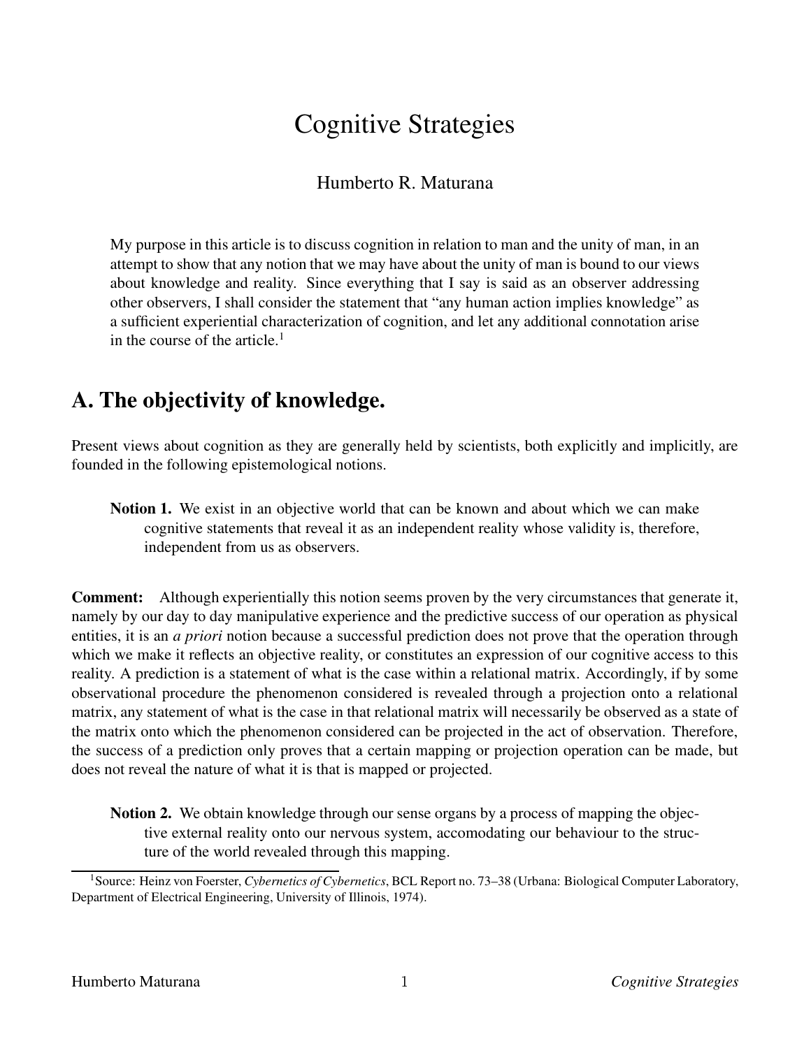# Cognitive Strategies

Humberto R. Maturana

My purpose in this article is to discuss cognition in relation to man and the unity of man, in an attempt to show that any notion that we may have about the unity of man is bound to our views about knowledge and reality. Since everything that I say is said as an observer addressing other observers, I shall consider the statement that "any human action implies knowledge" as a sufficient experiential characterization of cognition, and let any additional connotation arise in the course of the article.[1]

## A. The objectivity of knowledge.

Present views about cognition as they are generally held by scientists, both explicitly and implicitly, are founded in the following epistemological notions.

**Notion 1.** We exist in an objective world that can be known and about which we can make cognitive statements that reveal it as an independent reality whose validity is, therefore, independent from us as observers.

**Comment:** Although experientially this notion seems proven by the very circumstances that generate it, namely by our day to day manipulative experience and the predictive success of our operation as physical entities, it is an *a priori* notion because a successful prediction does not prove that the operation through which we make it reflects an objective reality, or constitutes an expression of our cognitive access to this reality. A prediction is a statement of what is the case within a relational matrix. Accordingly, if by some observational procedure the phenomenon considered is revealed through a projection onto a relational matrix, any statement of what is the case in that relational matrix will necessarily be observed as a state of the matrix onto which the phenomenon considered can be projected in the act of observation. Therefore, the success of a prediction only proves that a certain mapping or projection operation can be made, but does not reveal the nature of what it is that is mapped or projected.

**Notion 2.** We obtain knowledge through our sense organs by a process of mapping the objective external reality onto our nervous system, accomodating our behaviour to the structure of the world revealed through this mapping.

[1] Source: Heinz von Foerster, *Cybernetics of Cybernetics*, BCL Report no. 73–38 (Urbana: Biological Computer Laboratory, Department of Electrical Engineering, University of Illinois, 1974).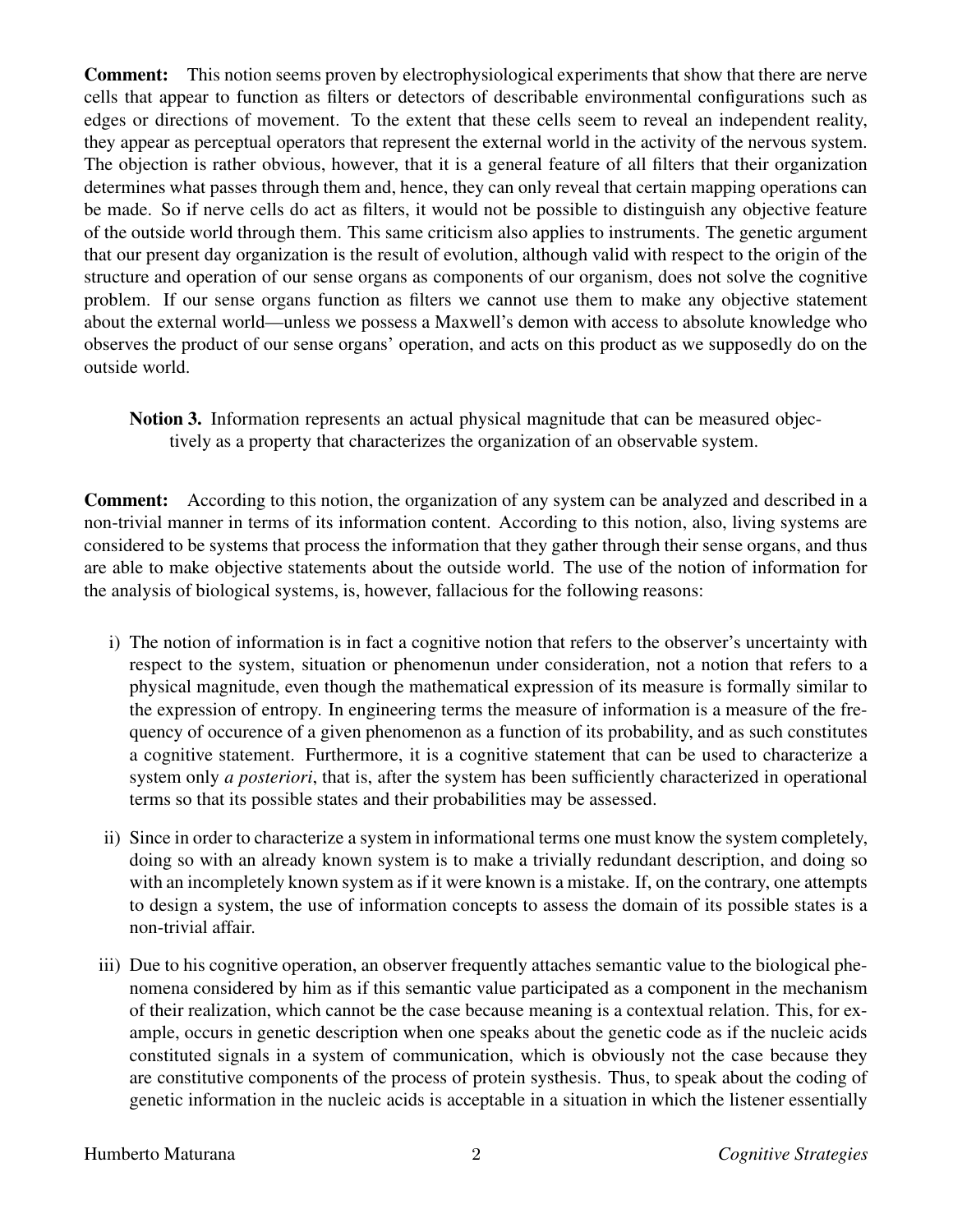**Comment:** This notion seems proven by electrophysiological experiments that show that there are nerve cells that appear to function as filters or detectors of describable environmental configurations such as edges or directions of movement. To the extent that these cells seem to reveal an independent reality, they appear as perceptual operators that represent the external world in the activity of the nervous system. The objection is rather obvious, however, that it is a general feature of all filters that their organization determines what passes through them and, hence, they can only reveal that certain mapping operations can be made. So if nerve cells do act as filters, it would not be possible to distinguish any objective feature of the outside world through them. This same criticism also applies to instruments. The genetic argument that our present day organization is the result of evolution, although valid with respect to the origin of the structure and operation of our sense organs as components of our organism, does not solve the cognitive problem. If our sense organs function as filters we cannot use them to make any objective statement about the external world—unless we possess a Maxwell's demon with access to absolute knowledge who observes the product of our sense organs' operation, and acts on this product as we supposedly do on the outside world.

**Notion 3.** Information represents an actual physical magnitude that can be measured objectively as a property that characterizes the organization of an observable system.

**Comment:** According to this notion, the organization of any system can be analyzed and described in a non-trivial manner in terms of its information content. According to this notion, also, living systems are considered to be systems that process the information that they gather through their sense organs, and thus are able to make objective statements about the outside world. The use of the notion of information for the analysis of biological systems, is, however, fallacious for the following reasons:

i) The notion of information is in fact a cognitive notion that refers to the observer's uncertainty with respect to the system, situation or phenomenun under consideration, not a notion that refers to a physical magnitude, even though the mathematical expression of its measure is formally similar to the expression of entropy. In engineering terms the measure of information is a measure of the frequency of occurence of a given phenomenon as a function of its probability, and as such constitutes a cognitive statement. Furthermore, it is a cognitive statement that can be used to characterize a system only *a posteriori*, that is, after the system has been sufficiently characterized in operational terms so that its possible states and their probabilities may be assessed.

ii) Since in order to characterize a system in informational terms one must know the system completely, doing so with an already known system is to make a trivially redundant description, and doing so with an incompletely known system as if it were known is a mistake. If, on the contrary, one attempts to design a system, the use of information concepts to assess the domain of its possible states is a non-trivial affair.

iii) Due to his cognitive operation, an observer frequently attaches semantic value to the biological phenomena considered by him as if this semantic value participated as a component in the mechanism of their realization, which cannot be the case because meaning is a contextual relation. This, for example, occurs in genetic description when one speaks about the genetic code as if the nucleic acids constituted signals in a system of communication, which is obviously not the case because they are constitutive components of the process of protein systhesis. Thus, to speak about the coding of genetic information in the nucleic acids is acceptable in a situation in which the listener essentially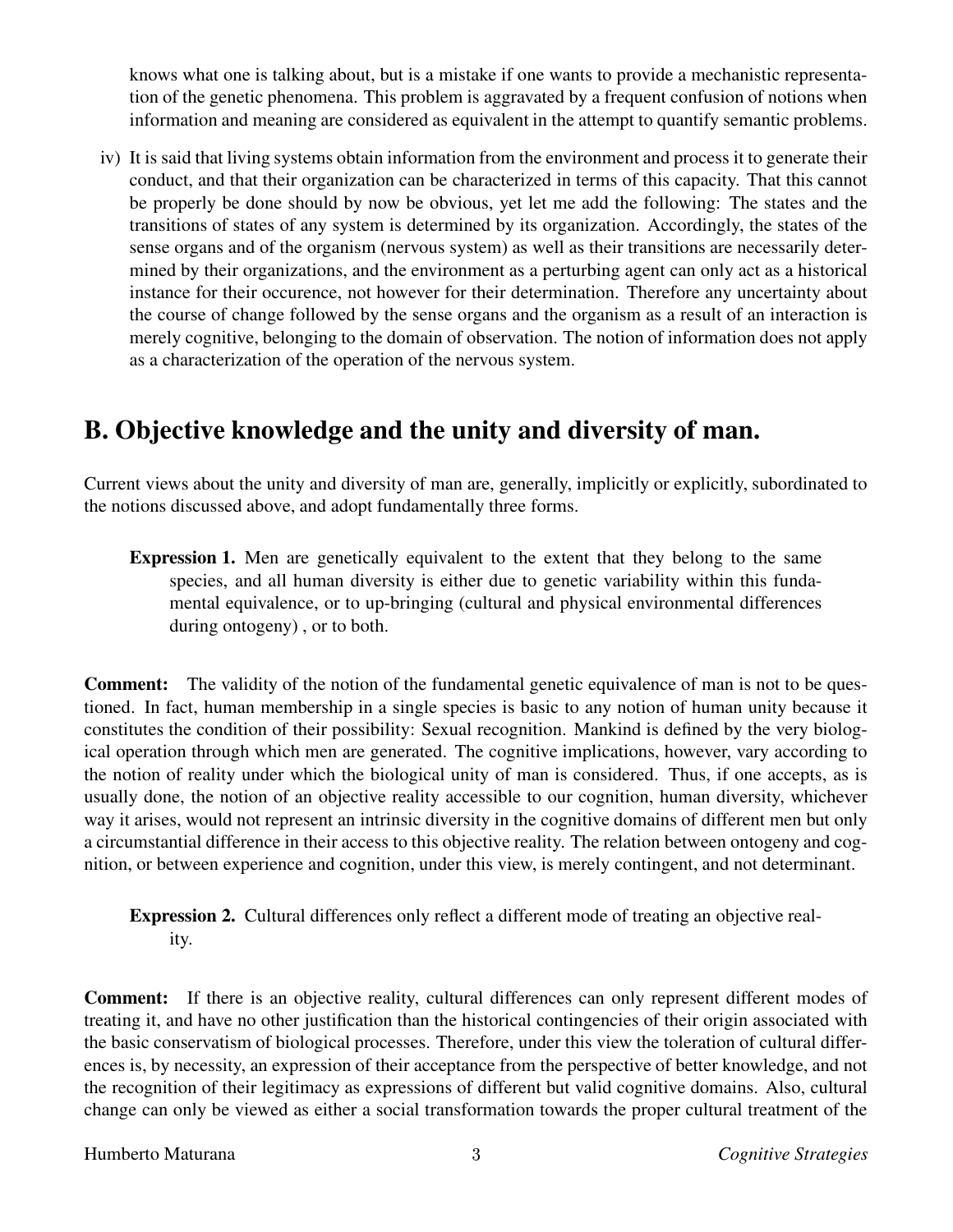knows what one is talking about, but is a mistake if one wants to provide a mechanistic representation of the genetic phenomena. This problem is aggravated by a frequent confusion of notions when information and meaning are considered as equivalent in the attempt to quantify semantic problems.

iv) It is said that living systems obtain information from the environment and process it to generate their conduct, and that their organization can be characterized in terms of this capacity. That this cannot be properly be done should by now be obvious, yet let me add the following: The states and the transitions of states of any system is determined by its organization. Accordingly, the states of the sense organs and of the organism (nervous system) as well as their transitions are necessarily determined by their organizations, and the environment as a perturbing agent can only act as a historical instance for their occurence, not however for their determination. Therefore any uncertainty about the course of change followed by the sense organs and the organism as a result of an interaction is merely cognitive, belonging to the domain of observation. The notion of information does not apply as a characterization of the operation of the nervous system.

## B. Objective knowledge and the unity and diversity of man.

Current views about the unity and diversity of man are, generally, implicitly or explicitly, subordinated to the notions discussed above, and adopt fundamentally three forms.

> **Expression 1.** Men are genetically equivalent to the extent that they belong to the same species, and all human diversity is either due to genetic variability within this fundamental equivalence, or to up-bringing (cultural and physical environmental differences during ontogeny) , or to both.

**Comment:** The validity of the notion of the fundamental genetic equivalence of man is not to be questioned. In fact, human membership in a single species is basic to any notion of human unity because it constitutes the condition of their possibility: Sexual recognition. Mankind is defined by the very biological operation through which men are generated. The cognitive implications, however, vary according to the notion of reality under which the biological unity of man is considered. Thus, if one accepts, as is usually done, the notion of an objective reality accessible to our cognition, human diversity, whichever way it arises, would not represent an intrinsic diversity in the cognitive domains of different men but only a circumstantial difference in their access to this objective reality. The relation between ontogeny and cognition, or between experience and cognition, under this view, is merely contingent, and not determinant.

> **Expression 2.** Cultural differences only reflect a different mode of treating an objective reality.

**Comment:** If there is an objective reality, cultural differences can only represent different modes of treating it, and have no other justification than the historical contingencies of their origin associated with the basic conservatism of biological processes. Therefore, under this view the toleration of cultural differences is, by necessity, an expression of their acceptance from the perspective of better knowledge, and not the recognition of their legitimacy as expressions of different but valid cognitive domains. Also, cultural change can only be viewed as either a social transformation towards the proper cultural treatment of the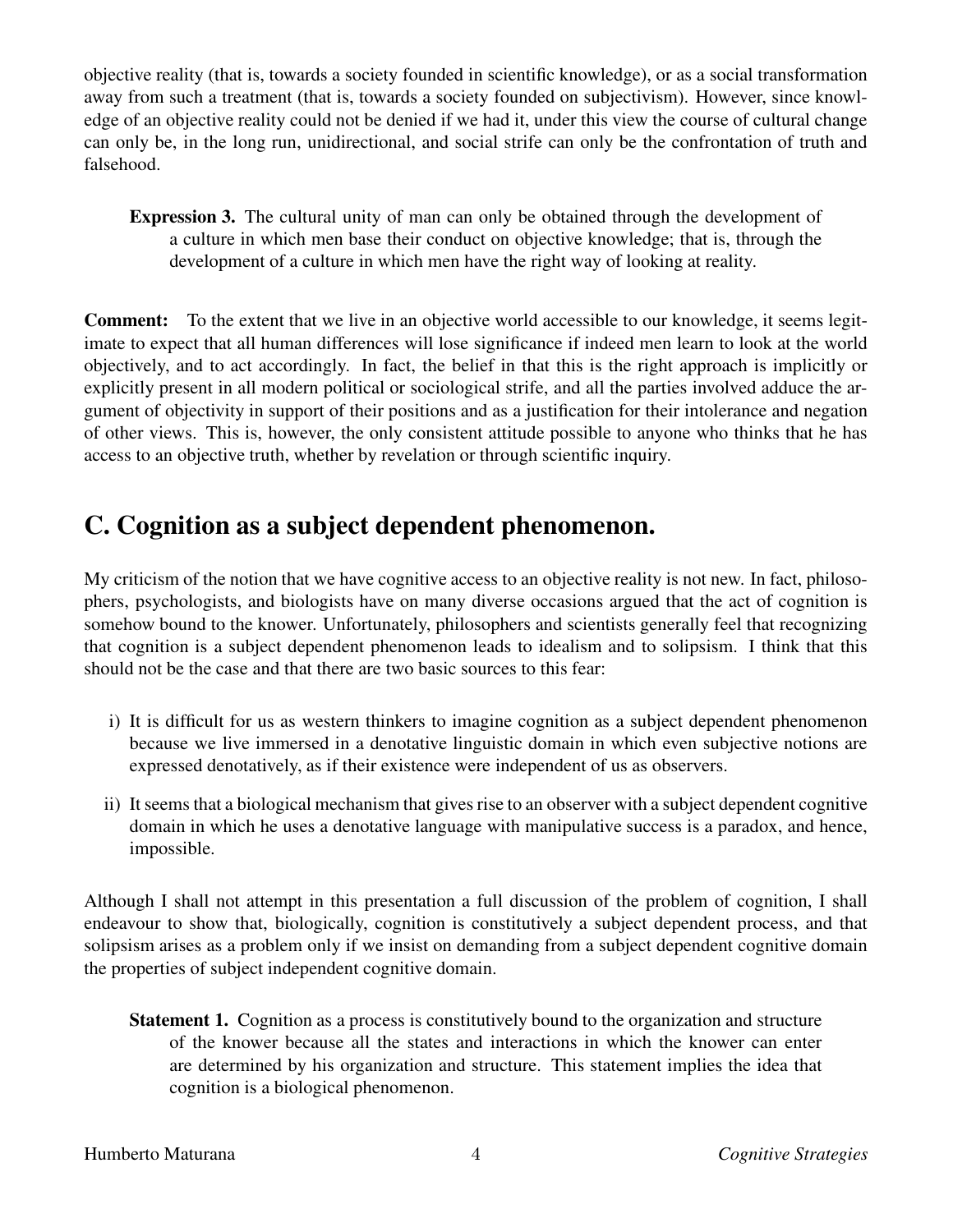objective reality (that is, towards a society founded in scientific knowledge), or as a social transformation away from such a treatment (that is, towards a society founded on subjectivism). However, since knowledge of an objective reality could not be denied if we had it, under this view the course of cultural change can only be, in the long run, unidirectional, and social strife can only be the confrontation of truth and falsehood.

> **Expression 3.** The cultural unity of man can only be obtained through the development of a culture in which men base their conduct on objective knowledge; that is, through the development of a culture in which men have the right way of looking at reality.

**Comment:** To the extent that we live in an objective world accessible to our knowledge, it seems legitimate to expect that all human differences will lose significance if indeed men learn to look at the world objectively, and to act accordingly. In fact, the belief in that this is the right approach is implicitly or explicitly present in all modern political or sociological strife, and all the parties involved adduce the argument of objectivity in support of their positions and as a justification for their intolerance and negation of other views. This is, however, the only consistent attitude possible to anyone who thinks that he has access to an objective truth, whether by revelation or through scientific inquiry.

## C. Cognition as a subject dependent phenomenon.

My criticism of the notion that we have cognitive access to an objective reality is not new. In fact, philosophers, psychologists, and biologists have on many diverse occasions argued that the act of cognition is somehow bound to the knower. Unfortunately, philosophers and scientists generally feel that recognizing that cognition is a subject dependent phenomenon leads to idealism and to solipsism. I think that this should not be the case and that there are two basic sources to this fear:

i) It is difficult for us as western thinkers to imagine cognition as a subject dependent phenomenon because we live immersed in a denotative linguistic domain in which even subjective notions are expressed denotatively, as if their existence were independent of us as observers.

ii) It seems that a biological mechanism that gives rise to an observer with a subject dependent cognitive domain in which he uses a denotative language with manipulative success is a paradox, and hence, impossible.

Although I shall not attempt in this presentation a full discussion of the problem of cognition, I shall endeavour to show that, biologically, cognition is constitutively a subject dependent process, and that solipsism arises as a problem only if we insist on demanding from a subject dependent cognitive domain the properties of subject independent cognitive domain.

> **Statement 1.** Cognition as a process is constitutively bound to the organization and structure of the knower because all the states and interactions in which the knower can enter are determined by his organization and structure. This statement implies the idea that cognition is a biological phenomenon.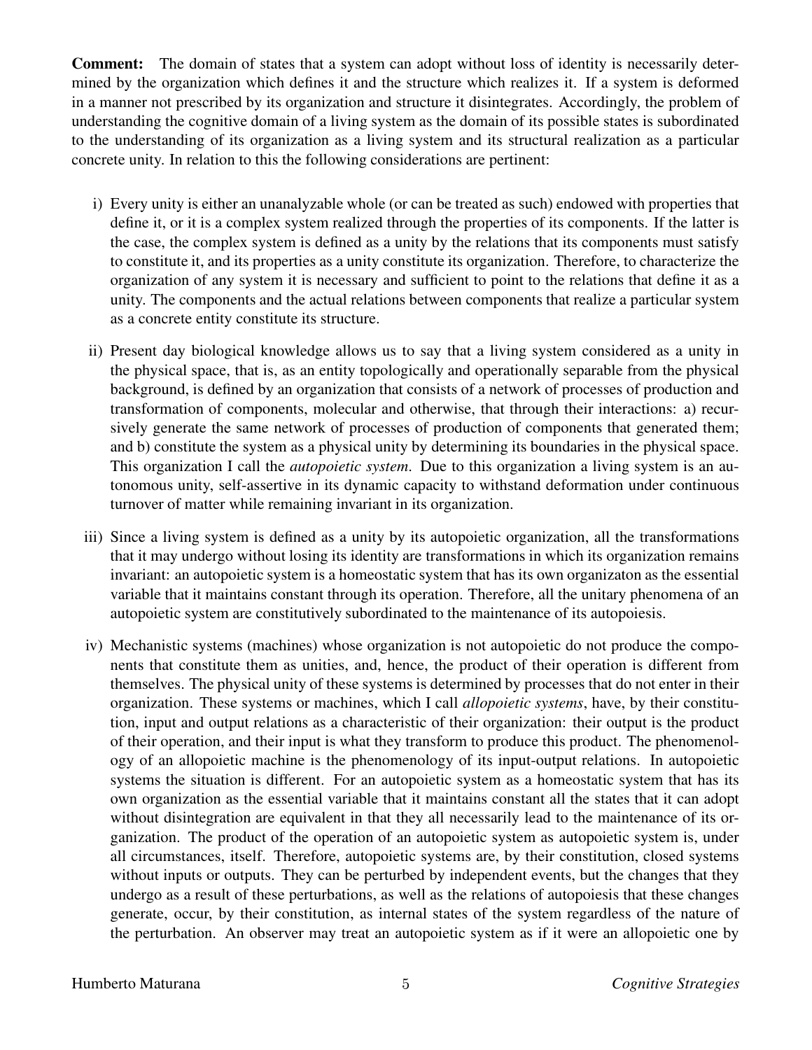**Comment:** The domain of states that a system can adopt without loss of identity is necessarily determined by the organization which defines it and the structure which realizes it. If a system is deformed in a manner not prescribed by its organization and structure it disintegrates. Accordingly, the problem of understanding the cognitive domain of a living system as the domain of its possible states is subordinated to the understanding of its organization as a living system and its structural realization as a particular concrete unity. In relation to this the following considerations are pertinent:

i) Every unity is either an unanalyzable whole (or can be treated as such) endowed with properties that define it, or it is a complex system realized through the properties of its components. If the latter is the case, the complex system is defined as a unity by the relations that its components must satisfy to constitute it, and its properties as a unity constitute its organization. Therefore, to characterize the organization of any system it is necessary and sufficient to point to the relations that define it as a unity. The components and the actual relations between components that realize a particular system as a concrete entity constitute its structure.

ii) Present day biological knowledge allows us to say that a living system considered as a unity in the physical space, that is, as an entity topologically and operationally separable from the physical background, is defined by an organization that consists of a network of processes of production and transformation of components, molecular and otherwise, that through their interactions: a) recursively generate the same network of processes of production of components that generated them; and b) constitute the system as a physical unity by determining its boundaries in the physical space. This organization I call the *autopoietic system*. Due to this organization a living system is an autonomous unity, self-assertive in its dynamic capacity to withstand deformation under continuous turnover of matter while remaining invariant in its organization.

iii) Since a living system is defined as a unity by its autopoietic organization, all the transformations that it may undergo without losing its identity are transformations in which its organization remains invariant: an autopoietic system is a homeostatic system that has its own organizaton as the essential variable that it maintains constant through its operation. Therefore, all the unitary phenomena of an autopoietic system are constitutively subordinated to the maintenance of its autopoiesis.

iv) Mechanistic systems (machines) whose organization is not autopoietic do not produce the components that constitute them as unities, and, hence, the product of their operation is different from themselves. The physical unity of these systems is determined by processes that do not enter in their organization. These systems or machines, which I call *allopoietic systems*, have, by their constitution, input and output relations as a characteristic of their organization: their output is the product of their operation, and their input is what they transform to produce this product. The phenomenology of an allopoietic machine is the phenomenology of its input-output relations. In autopoietic systems the situation is different. For an autopoietic system as a homeostatic system that has its own organization as the essential variable that it maintains constant all the states that it can adopt without disintegration are equivalent in that they all necessarily lead to the maintenance of its organization. The product of the operation of an autopoietic system as autopoietic system is, under all circumstances, itself. Therefore, autopoietic systems are, by their constitution, closed systems without inputs or outputs. They can be perturbed by independent events, but the changes that they undergo as a result of these perturbations, as well as the relations of autopoiesis that these changes generate, occur, by their constitution, as internal states of the system regardless of the nature of the perturbation. An observer may treat an autopoietic system as if it were an allopoietic one by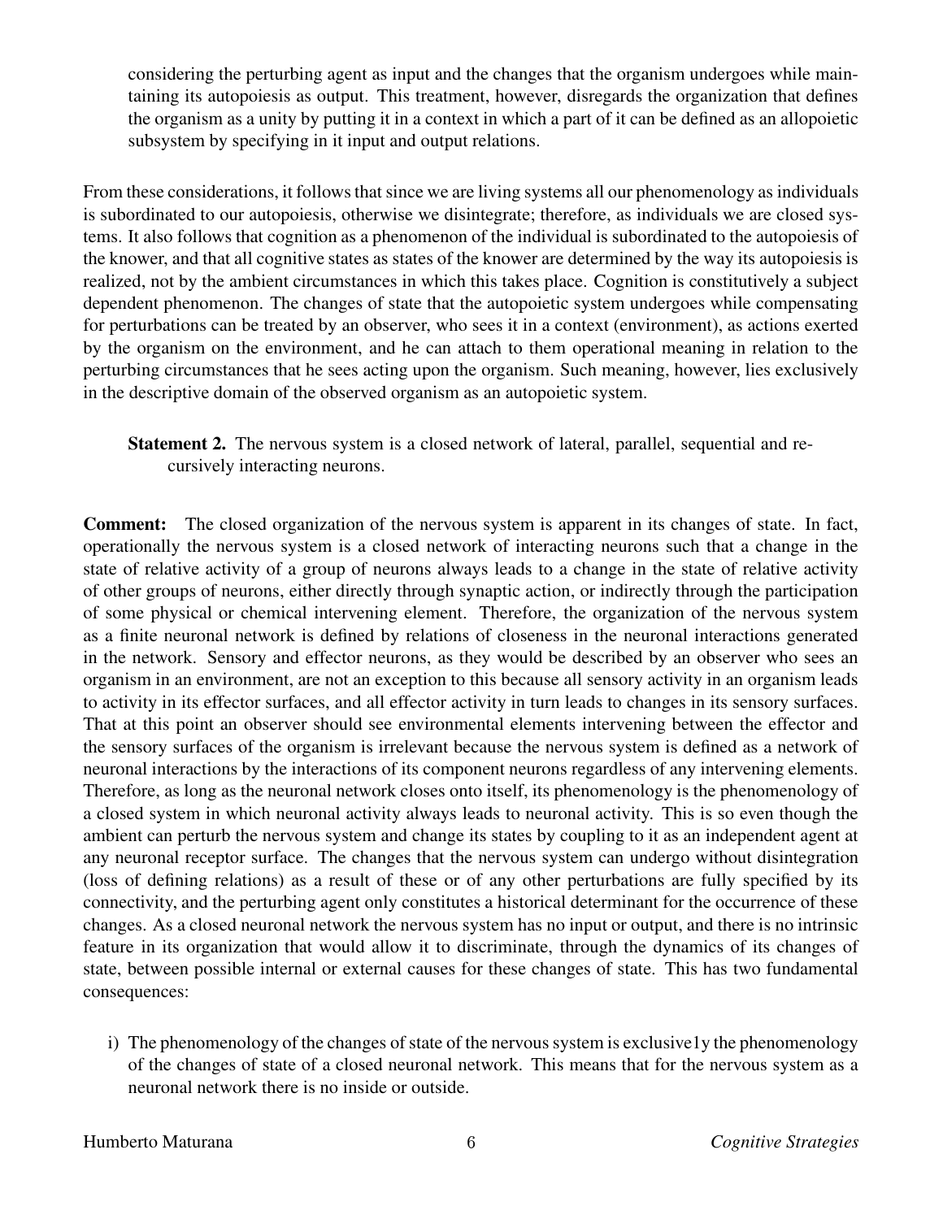considering the perturbing agent as input and the changes that the organism undergoes while maintaining its autopoiesis as output. This treatment, however, disregards the organization that defines the organism as a unity by putting it in a context in which a part of it can be defined as an allopoietic subsystem by specifying in it input and output relations.

From these considerations, it follows that since we are living systems all our phenomenology as individuals is subordinated to our autopoiesis, otherwise we disintegrate; therefore, as individuals we are closed systems. It also follows that cognition as a phenomenon of the individual is subordinated to the autopoiesis of the knower, and that all cognitive states as states of the knower are determined by the way its autopoiesis is realized, not by the ambient circumstances in which this takes place. Cognition is constitutively a subject dependent phenomenon. The changes of state that the autopoietic system undergoes while compensating for perturbations can be treated by an observer, who sees it in a context (environment), as actions exerted by the organism on the environment, and he can attach to them operational meaning in relation to the perturbing circumstances that he sees acting upon the organism. Such meaning, however, lies exclusively in the descriptive domain of the observed organism as an autopoietic system.

**Statement 2.** The nervous system is a closed network of lateral, parallel, sequential and recursively interacting neurons.

**Comment:** The closed organization of the nervous system is apparent in its changes of state. In fact, operationally the nervous system is a closed network of interacting neurons such that a change in the state of relative activity of a group of neurons always leads to a change in the state of relative activity of other groups of neurons, either directly through synaptic action, or indirectly through the participation of some physical or chemical intervening element. Therefore, the organization of the nervous system as a finite neuronal network is defined by relations of closeness in the neuronal interactions generated in the network. Sensory and effector neurons, as they would be described by an observer who sees an organism in an environment, are not an exception to this because all sensory activity in an organism leads to activity in its effector surfaces, and all effector activity in turn leads to changes in its sensory surfaces. That at this point an observer should see environmental elements intervening between the effector and the sensory surfaces of the organism is irrelevant because the nervous system is defined as a network of neuronal interactions by the interactions of its component neurons regardless of any intervening elements. Therefore, as long as the neuronal network closes onto itself, its phenomenology is the phenomenology of a closed system in which neuronal activity always leads to neuronal activity. This is so even though the ambient can perturb the nervous system and change its states by coupling to it as an independent agent at any neuronal receptor surface. The changes that the nervous system can undergo without disintegration (loss of defining relations) as a result of these or of any other perturbations are fully specified by its connectivity, and the perturbing agent only constitutes a historical determinant for the occurrence of these changes. As a closed neuronal network the nervous system has no input or output, and there is no intrinsic feature in its organization that would allow it to discriminate, through the dynamics of its changes of state, between possible internal or external causes for these changes of state. This has two fundamental consequences:

i) The phenomenology of the changes of state of the nervous system is exclusive1y the phenomenology of the changes of state of a closed neuronal network. This means that for the nervous system as a neuronal network there is no inside or outside.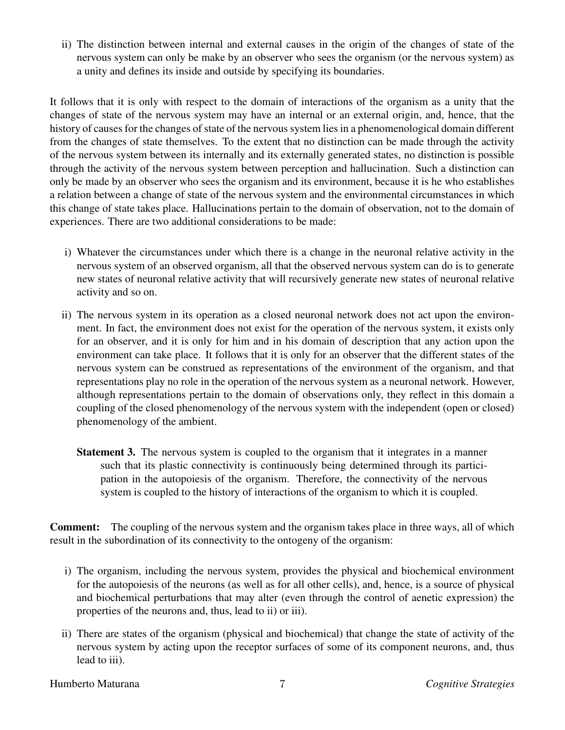ii) The distinction between internal and external causes in the origin of the changes of state of the nervous system can only be make by an observer who sees the organism (or the nervous system) as a unity and defines its inside and outside by specifying its boundaries.

It follows that it is only with respect to the domain of interactions of the organism as a unity that the changes of state of the nervous system may have an internal or an external origin, and, hence, that the history of causes for the changes of state of the nervous system lies in a phenomenological domain different from the changes of state themselves. To the extent that no distinction can be made through the activity of the nervous system between its internally and its externally generated states, no distinction is possible through the activity of the nervous system between perception and hallucination. Such a distinction can only be made by an observer who sees the organism and its environment, because it is he who establishes a relation between a change of state of the nervous system and the environmental circumstances in which this change of state takes place. Hallucinations pertain to the domain of observation, not to the domain of experiences. There are two additional considerations to be made:

i) Whatever the circumstances under which there is a change in the neuronal relative activity in the nervous system of an observed organism, all that the observed nervous system can do is to generate new states of neuronal relative activity that will recursively generate new states of neuronal relative activity and so on.

ii) The nervous system in its operation as a closed neuronal network does not act upon the environment. In fact, the environment does not exist for the operation of the nervous system, it exists only for an observer, and it is only for him and in his domain of description that any action upon the environment can take place. It follows that it is only for an observer that the different states of the nervous system can be construed as representations of the environment of the organism, and that representations play no role in the operation of the nervous system as a neuronal network. However, although representations pertain to the domain of observations only, they reflect in this domain a coupling of the closed phenomenology of the nervous system with the independent (open or closed) phenomenology of the ambient.

> **Statement 3.** The nervous system is coupled to the organism that it integrates in a manner such that its plastic connectivity is continuously being determined through its participation in the autopoiesis of the organism. Therefore, the connectivity of the nervous system is coupled to the history of interactions of the organism to which it is coupled.

**Comment:** The coupling of the nervous system and the organism takes place in three ways, all of which result in the subordination of its connectivity to the ontogeny of the organism:

i) The organism, including the nervous system, provides the physical and biochemical environment for the autopoiesis of the neurons (as well as for all other cells), and, hence, is a source of physical and biochemical perturbations that may alter (even through the control of aenetic expression) the properties of the neurons and, thus, lead to ii) or iii).

ii) There are states of the organism (physical and biochemical) that change the state of activity of the nervous system by acting upon the receptor surfaces of some of its component neurons, and, thus lead to iii).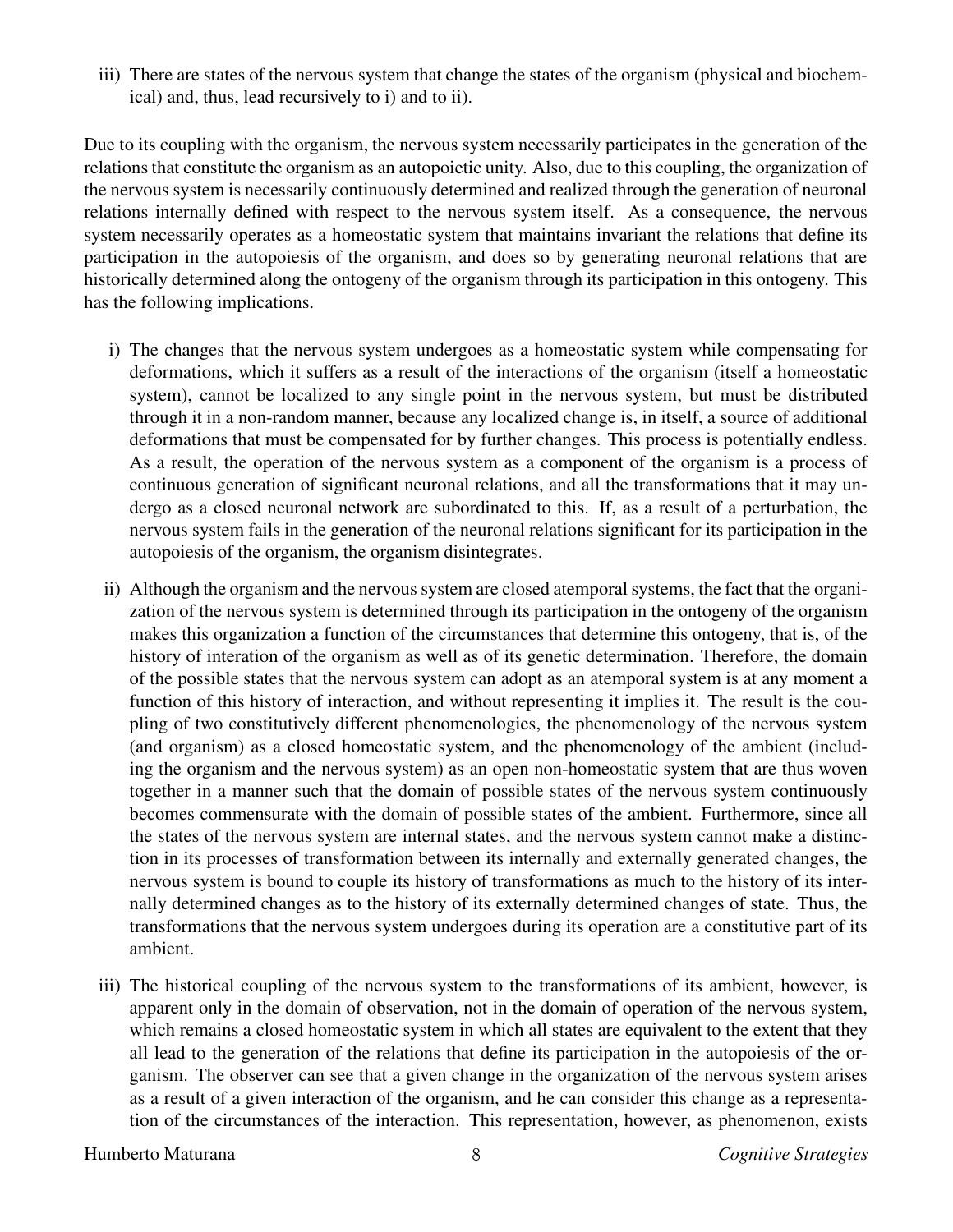iii) There are states of the nervous system that change the states of the organism (physical and biochemical) and, thus, lead recursively to i) and to ii).

Due to its coupling with the organism, the nervous system necessarily participates in the generation of the relations that constitute the organism as an autopoietic unity. Also, due to this coupling, the organization of the nervous system is necessarily continuously determined and realized through the generation of neuronal relations internally defined with respect to the nervous system itself. As a consequence, the nervous system necessarily operates as a homeostatic system that maintains invariant the relations that define its participation in the autopoiesis of the organism, and does so by generating neuronal relations that are historically determined along the ontogeny of the organism through its participation in this ontogeny. This has the following implications.

i) The changes that the nervous system undergoes as a homeostatic system while compensating for deformations, which it suffers as a result of the interactions of the organism (itself a homeostatic system), cannot be localized to any single point in the nervous system, but must be distributed through it in a non-random manner, because any localized change is, in itself, a source of additional deformations that must be compensated for by further changes. This process is potentially endless. As a result, the operation of the nervous system as a component of the organism is a process of continuous generation of significant neuronal relations, and all the transformations that it may undergo as a closed neuronal network are subordinated to this. If, as a result of a perturbation, the nervous system fails in the generation of the neuronal relations significant for its participation in the autopoiesis of the organism, the organism disintegrates.

ii) Although the organism and the nervous system are closed atemporal systems, the fact that the organization of the nervous system is determined through its participation in the ontogeny of the organism makes this organization a function of the circumstances that determine this ontogeny, that is, of the history of interation of the organism as well as of its genetic determination. Therefore, the domain of the possible states that the nervous system can adopt as an atemporal system is at any moment a function of this history of interaction, and without representing it implies it. The result is the coupling of two constitutively different phenomenologies, the phenomenology of the nervous system (and organism) as a closed homeostatic system, and the phenomenology of the ambient (including the organism and the nervous system) as an open non-homeostatic system that are thus woven together in a manner such that the domain of possible states of the nervous system continuously becomes commensurate with the domain of possible states of the ambient. Furthermore, since all the states of the nervous system are internal states, and the nervous system cannot make a distinction in its processes of transformation between its internally and externally generated changes, the nervous system is bound to couple its history of transformations as much to the history of its internally determined changes as to the history of its externally determined changes of state. Thus, the transformations that the nervous system undergoes during its operation are a constitutive part of its ambient.

iii) The historical coupling of the nervous system to the transformations of its ambient, however, is apparent only in the domain of observation, not in the domain of operation of the nervous system, which remains a closed homeostatic system in which all states are equivalent to the extent that they all lead to the generation of the relations that define its participation in the autopoiesis of the organism. The observer can see that a given change in the organization of the nervous system arises as a result of a given interaction of the organism, and he can consider this change as a representation of the circumstances of the interaction. This representation, however, as phenomenon, exists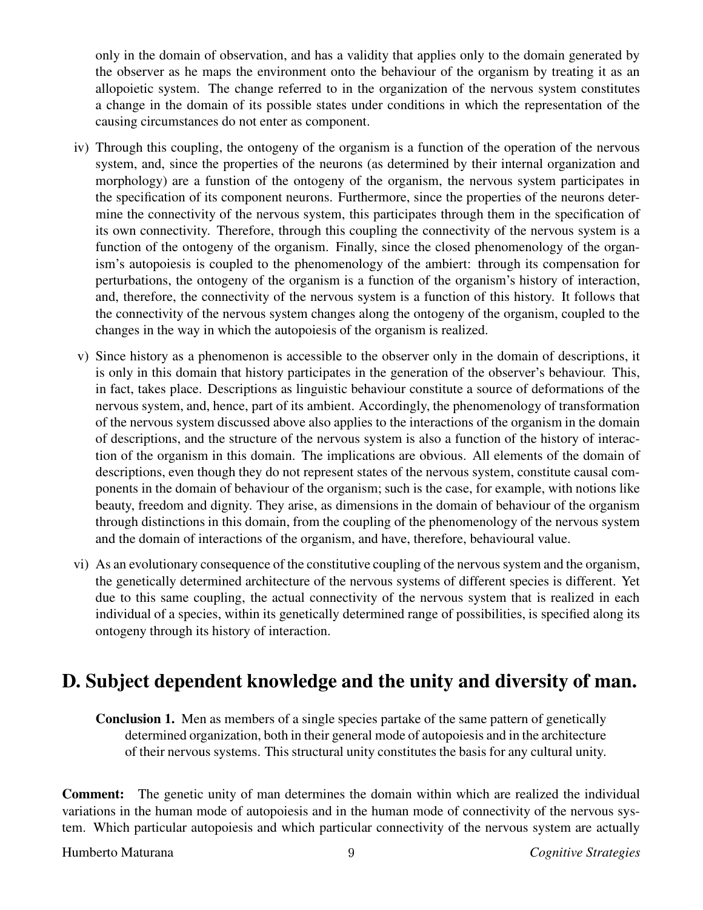only in the domain of observation, and has a validity that applies only to the domain generated by the observer as he maps the environment onto the behaviour of the organism by treating it as an allopoietic system. The change referred to in the organization of the nervous system constitutes a change in the domain of its possible states under conditions in which the representation of the causing circumstances do not enter as component.

iv) Through this coupling, the ontogeny of the organism is a function of the operation of the nervous system, and, since the properties of the neurons (as determined by their internal organization and morphology) are a funstion of the ontogeny of the organism, the nervous system participates in the specification of its component neurons. Furthermore, since the properties of the neurons determine the connectivity of the nervous system, this participates through them in the specification of its own connectivity. Therefore, through this coupling the connectivity of the nervous system is a function of the ontogeny of the organism. Finally, since the closed phenomenology of the organism's autopoiesis is coupled to the phenomenology of the ambiert: through its compensation for perturbations, the ontogeny of the organism is a function of the organism's history of interaction, and, therefore, the connectivity of the nervous system is a function of this history. It follows that the connectivity of the nervous system changes along the ontogeny of the organism, coupled to the changes in the way in which the autopoiesis of the organism is realized.

v) Since history as a phenomenon is accessible to the observer only in the domain of descriptions, it is only in this domain that history participates in the generation of the observer's behaviour. This, in fact, takes place. Descriptions as linguistic behaviour constitute a source of deformations of the nervous system, and, hence, part of its ambient. Accordingly, the phenomenology of transformation of the nervous system discussed above also applies to the interactions of the organism in the domain of descriptions, and the structure of the nervous system is also a function of the history of interaction of the organism in this domain. The implications are obvious. All elements of the domain of descriptions, even though they do not represent states of the nervous system, constitute causal components in the domain of behaviour of the organism; such is the case, for example, with notions like beauty, freedom and dignity. They arise, as dimensions in the domain of behaviour of the organism through distinctions in this domain, from the coupling of the phenomenology of the nervous system and the domain of interactions of the organism, and have, therefore, behavioural value.

vi) As an evolutionary consequence of the constitutive coupling of the nervous system and the organism, the genetically determined architecture of the nervous systems of different species is different. Yet due to this same coupling, the actual connectivity of the nervous system that is realized in each individual of a species, within its genetically determined range of possibilities, is specified along its ontogeny through its history of interaction.

## D. Subject dependent knowledge and the unity and diversity of man.

**Conclusion 1.** Men as members of a single species partake of the same pattern of genetically determined organization, both in their general mode of autopoiesis and in the architecture of their nervous systems. This structural unity constitutes the basis for any cultural unity.

**Comment:** The genetic unity of man determines the domain within which are realized the individual variations in the human mode of autopoiesis and in the human mode of connectivity of the nervous system. Which particular autopoiesis and which particular connectivity of the nervous system are actually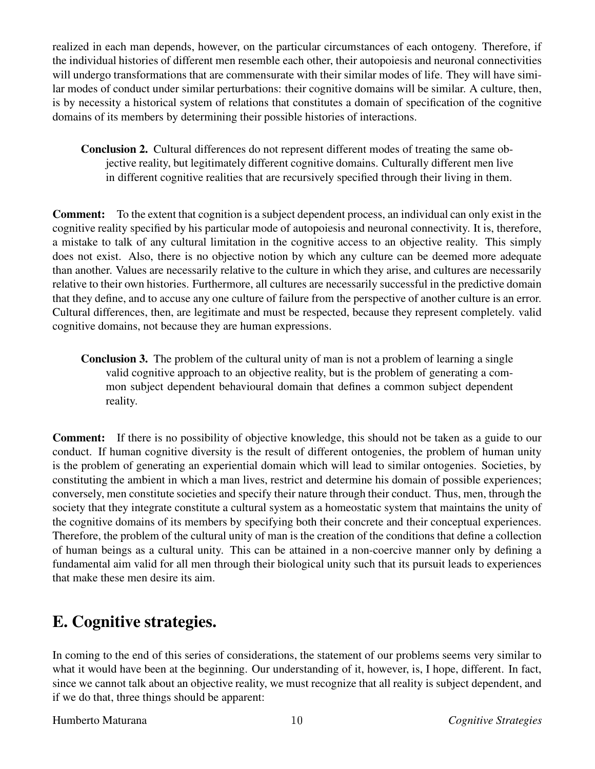realized in each man depends, however, on the particular circumstances of each ontogeny. Therefore, if the individual histories of different men resemble each other, their autopoiesis and neuronal connectivities will undergo transformations that are commensurate with their similar modes of life. They will have similar modes of conduct under similar perturbations: their cognitive domains will be similar. A culture, then, is by necessity a historical system of relations that constitutes a domain of specification of the cognitive domains of its members by determining their possible histories of interactions.

> **Conclusion 2.** Cultural differences do not represent different modes of treating the same objective reality, but legitimately different cognitive domains. Culturally different men live in different cognitive realities that are recursively specified through their living in them.

**Comment:** To the extent that cognition is a subject dependent process, an individual can only exist in the cognitive reality specified by his particular mode of autopoiesis and neuronal connectivity. It is, therefore, a mistake to talk of any cultural limitation in the cognitive access to an objective reality. This simply does not exist. Also, there is no objective notion by which any culture can be deemed more adequate than another. Values are necessarily relative to the culture in which they arise, and cultures are necessarily relative to their own histories. Furthermore, all cultures are necessarily successful in the predictive domain that they define, and to accuse any one culture of failure from the perspective of another culture is an error. Cultural differences, then, are legitimate and must be respected, because they represent completely. valid cognitive domains, not because they are human expressions.

> **Conclusion 3.** The problem of the cultural unity of man is not a problem of learning a single valid cognitive approach to an objective reality, but is the problem of generating a common subject dependent behavioural domain that defines a common subject dependent reality.

**Comment:** If there is no possibility of objective knowledge, this should not be taken as a guide to our conduct. If human cognitive diversity is the result of different ontogenies, the problem of human unity is the problem of generating an experiential domain which will lead to similar ontogenies. Societies, by constituting the ambient in which a man lives, restrict and determine his domain of possible experiences; conversely, men constitute societies and specify their nature through their conduct. Thus, men, through the society that they integrate constitute a cultural system as a homeostatic system that maintains the unity of the cognitive domains of its members by specifying both their concrete and their conceptual experiences. Therefore, the problem of the cultural unity of man is the creation of the conditions that define a collection of human beings as a cultural unity. This can be attained in a non-coercive manner only by defining a fundamental aim valid for all men through their biological unity such that its pursuit leads to experiences that make these men desire its aim.

## E. Cognitive strategies.

In coming to the end of this series of considerations, the statement of our problems seems very similar to what it would have been at the beginning. Our understanding of it, however, is, I hope, different. In fact, since we cannot talk about an objective reality, we must recognize that all reality is subject dependent, and if we do that, three things should be apparent: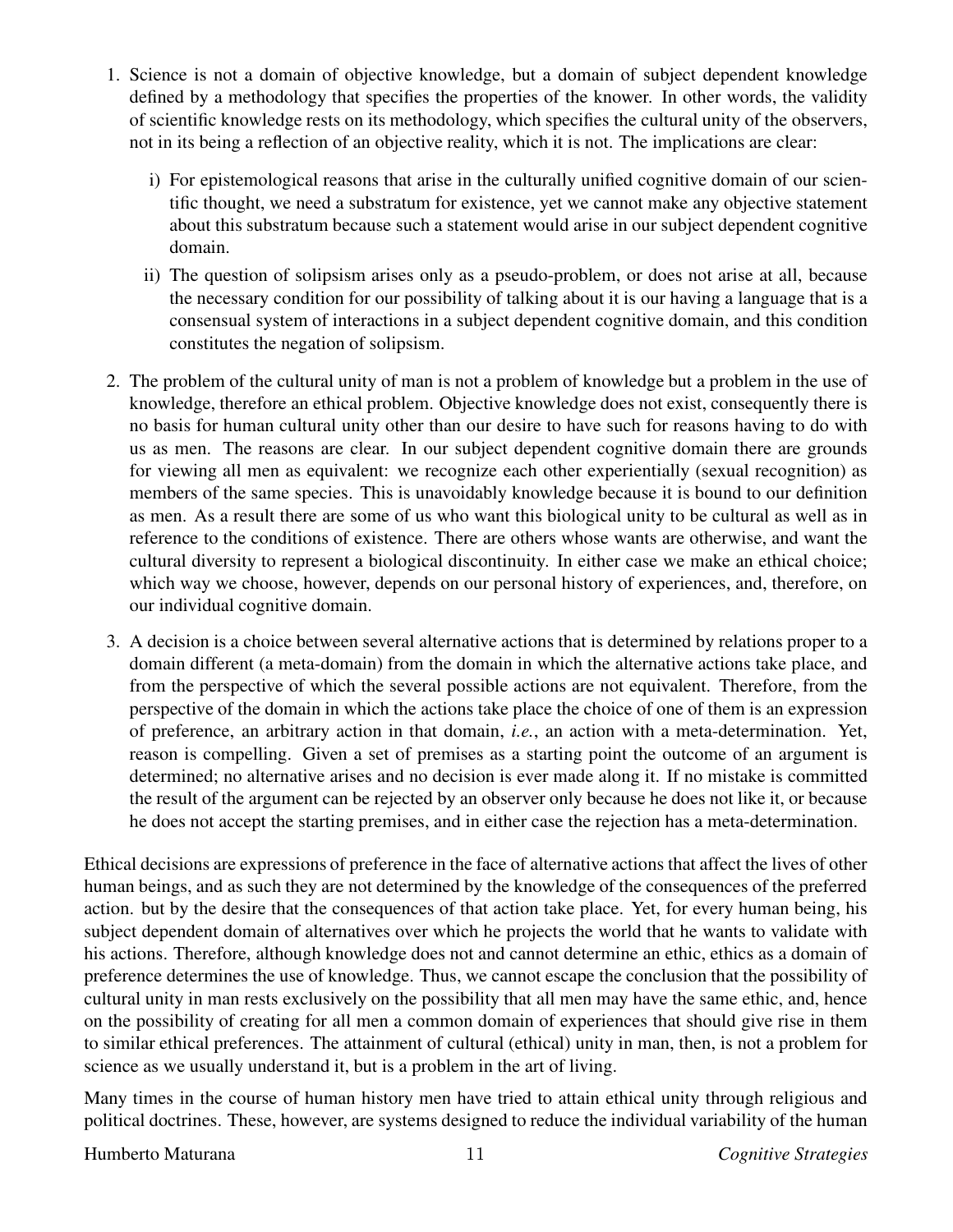1. Science is not a domain of objective knowledge, but a domain of subject dependent knowledge defined by a methodology that specifies the properties of the knower. In other words, the validity of scientific knowledge rests on its methodology, which specifies the cultural unity of the observers, not in its being a reflection of an objective reality, which it is not. The implications are clear:

   i) For epistemological reasons that arise in the culturally unified cognitive domain of our scientific thought, we need a substratum for existence, yet we cannot make any objective statement about this substratum because such a statement would arise in our subject dependent cognitive domain.

   ii) The question of solipsism arises only as a pseudo-problem, or does not arise at all, because the necessary condition for our possibility of talking about it is our having a language that is a consensual system of interactions in a subject dependent cognitive domain, and this condition constitutes the negation of solipsism.

2. The problem of the cultural unity of man is not a problem of knowledge but a problem in the use of knowledge, therefore an ethical problem. Objective knowledge does not exist, consequently there is no basis for human cultural unity other than our desire to have such for reasons having to do with us as men. The reasons are clear. In our subject dependent cognitive domain there are grounds for viewing all men as equivalent: we recognize each other experientially (sexual recognition) as members of the same species. This is unavoidably knowledge because it is bound to our definition as men. As a result there are some of us who want this biological unity to be cultural as well as in reference to the conditions of existence. There are others whose wants are otherwise, and want the cultural diversity to represent a biological discontinuity. In either case we make an ethical choice; which way we choose, however, depends on our personal history of experiences, and, therefore, on our individual cognitive domain.

3. A decision is a choice between several alternative actions that is determined by relations proper to a domain different (a meta-domain) from the domain in which the alternative actions take place, and from the perspective of which the several possible actions are not equivalent. Therefore, from the perspective of the domain in which the actions take place the choice of one of them is an expression of preference, an arbitrary action in that domain, *i.e.*, an action with a meta-determination. Yet, reason is compelling. Given a set of premises as a starting point the outcome of an argument is determined; no alternative arises and no decision is ever made along it. If no mistake is committed the result of the argument can be rejected by an observer only because he does not like it, or because he does not accept the starting premises, and in either case the rejection has a meta-determination.

Ethical decisions are expressions of preference in the face of alternative actions that affect the lives of other human beings, and as such they are not determined by the knowledge of the consequences of the preferred action. but by the desire that the consequences of that action take place. Yet, for every human being, his subject dependent domain of alternatives over which he projects the world that he wants to validate with his actions. Therefore, although knowledge does not and cannot determine an ethic, ethics as a domain of preference determines the use of knowledge. Thus, we cannot escape the conclusion that the possibility of cultural unity in man rests exclusively on the possibility that all men may have the same ethic, and, hence on the possibility of creating for all men a common domain of experiences that should give rise in them to similar ethical preferences. The attainment of cultural (ethical) unity in man, then, is not a problem for science as we usually understand it, but is a problem in the art of living.

Many times in the course of human history men have tried to attain ethical unity through religious and political doctrines. These, however, are systems designed to reduce the individual variability of the human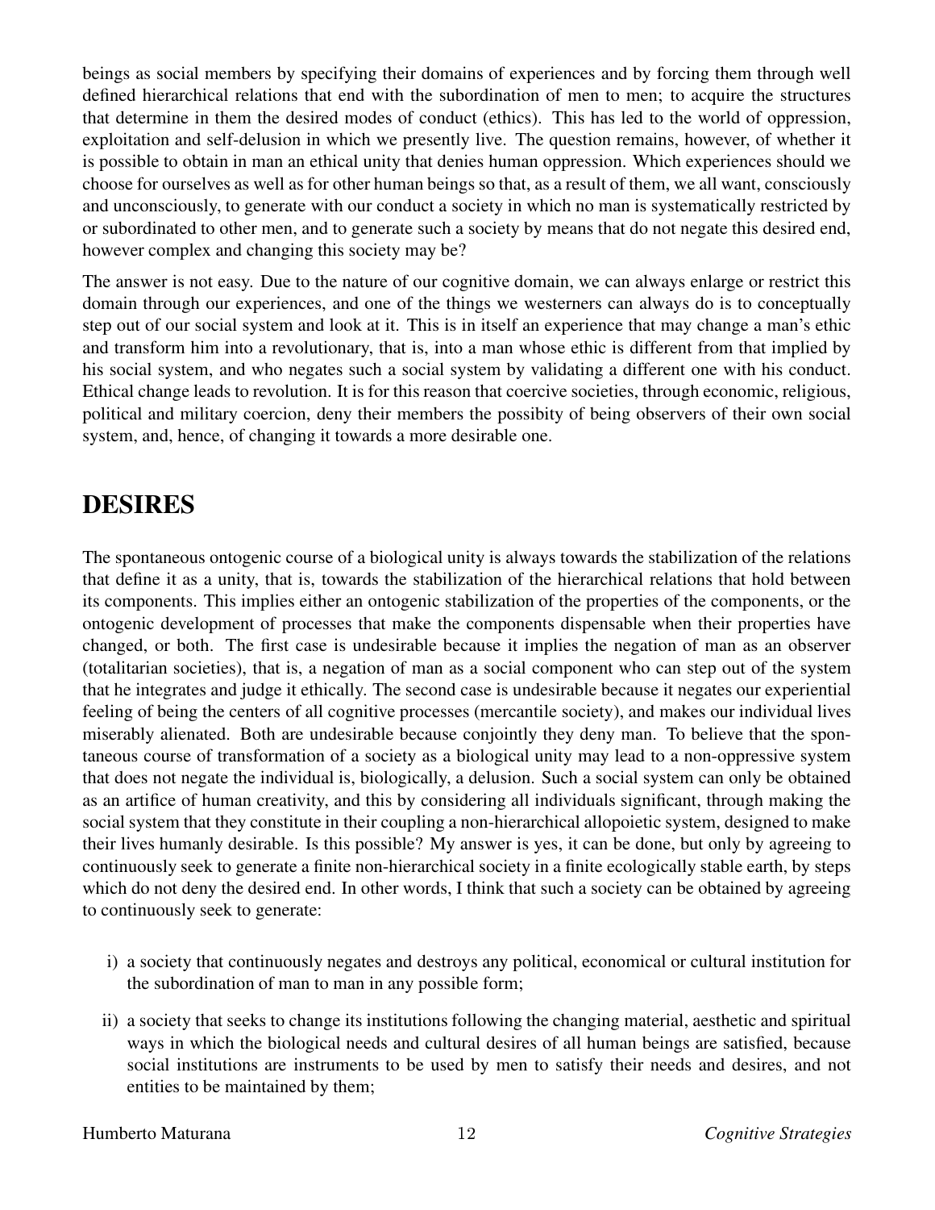beings as social members by specifying their domains of experiences and by forcing them through well defined hierarchical relations that end with the subordination of men to men; to acquire the structures that determine in them the desired modes of conduct (ethics). This has led to the world of oppression, exploitation and self-delusion in which we presently live. The question remains, however, of whether it is possible to obtain in man an ethical unity that denies human oppression. Which experiences should we choose for ourselves as well as for other human beings so that, as a result of them, we all want, consciously and unconsciously, to generate with our conduct a society in which no man is systematically restricted by or subordinated to other men, and to generate such a society by means that do not negate this desired end, however complex and changing this society may be?

The answer is not easy. Due to the nature of our cognitive domain, we can always enlarge or restrict this domain through our experiences, and one of the things we westerners can always do is to conceptually step out of our social system and look at it. This is in itself an experience that may change a man's ethic and transform him into a revolutionary, that is, into a man whose ethic is different from that implied by his social system, and who negates such a social system by validating a different one with his conduct. Ethical change leads to revolution. It is for this reason that coercive societies, through economic, religious, political and military coercion, deny their members the possibity of being observers of their own social system, and, hence, of changing it towards a more desirable one.

# DESIRES

The spontaneous ontogenic course of a biological unity is always towards the stabilization of the relations that define it as a unity, that is, towards the stabilization of the hierarchical relations that hold between its components. This implies either an ontogenic stabilization of the properties of the components, or the ontogenic development of processes that make the components dispensable when their properties have changed, or both. The first case is undesirable because it implies the negation of man as an observer (totalitarian societies), that is, a negation of man as a social component who can step out of the system that he integrates and judge it ethically. The second case is undesirable because it negates our experiential feeling of being the centers of all cognitive processes (mercantile society), and makes our individual lives miserably alienated. Both are undesirable because conjointly they deny man. To believe that the spontaneous course of transformation of a society as a biological unity may lead to a non-oppressive system that does not negate the individual is, biologically, a delusion. Such a social system can only be obtained as an artifice of human creativity, and this by considering all individuals significant, through making the social system that they constitute in their coupling a non-hierarchical allopoietic system, designed to make their lives humanly desirable. Is this possible? My answer is yes, it can be done, but only by agreeing to continuously seek to generate a finite non-hierarchical society in a finite ecologically stable earth, by steps which do not deny the desired end. In other words, I think that such a society can be obtained by agreeing to continuously seek to generate:

i) a society that continuously negates and destroys any political, economical or cultural institution for the subordination of man to man in any possible form;

ii) a society that seeks to change its institutions following the changing material, aesthetic and spiritual ways in which the biological needs and cultural desires of all human beings are satisfied, because social institutions are instruments to be used by men to satisfy their needs and desires, and not entities to be maintained by them;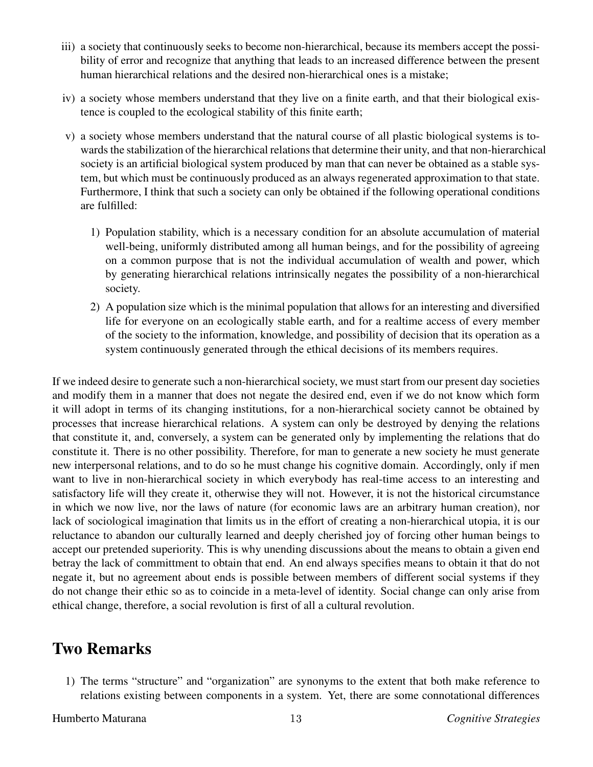iii) a society that continuously seeks to become non-hierarchical, because its members accept the possibility of error and recognize that anything that leads to an increased difference between the present human hierarchical relations and the desired non-hierarchical ones is a mistake;

iv) a society whose members understand that they live on a finite earth, and that their biological existence is coupled to the ecological stability of this finite earth;

v) a society whose members understand that the natural course of all plastic biological systems is towards the stabilization of the hierarchical relations that determine their unity, and that non-hierarchical society is an artificial biological system produced by man that can never be obtained as a stable system, but which must be continuously produced as an always regenerated approximation to that state. Furthermore, I think that such a society can only be obtained if the following operational conditions are fulfilled:

   1) Population stability, which is a necessary condition for an absolute accumulation of material well-being, uniformly distributed among all human beings, and for the possibility of agreeing on a common purpose that is not the individual accumulation of wealth and power, which by generating hierarchical relations intrinsically negates the possibility of a non-hierarchical society.

   2) A population size which is the minimal population that allows for an interesting and diversified life for everyone on an ecologically stable earth, and for a realtime access of every member of the society to the information, knowledge, and possibility of decision that its operation as a system continuously generated through the ethical decisions of its members requires.

If we indeed desire to generate such a non-hierarchical society, we must start from our present day societies and modify them in a manner that does not negate the desired end, even if we do not know which form it will adopt in terms of its changing institutions, for a non-hierarchical society cannot be obtained by processes that increase hierarchical relations. A system can only be destroyed by denying the relations that constitute it, and, conversely, a system can be generated only by implementing the relations that do constitute it. There is no other possibility. Therefore, for man to generate a new society he must generate new interpersonal relations, and to do so he must change his cognitive domain. Accordingly, only if men want to live in non-hierarchical society in which everybody has real-time access to an interesting and satisfactory life will they create it, otherwise they will not. However, it is not the historical circumstance in which we now live, nor the laws of nature (for economic laws are an arbitrary human creation), nor lack of sociological imagination that limits us in the effort of creating a non-hierarchical utopia, it is our reluctance to abandon our culturally learned and deeply cherished joy of forcing other human beings to accept our pretended superiority. This is why unending discussions about the means to obtain a given end betray the lack of committment to obtain that end. An end always specifies means to obtain it that do not negate it, but no agreement about ends is possible between members of different social systems if they do not change their ethic so as to coincide in a meta-level of identity. Social change can only arise from ethical change, therefore, a social revolution is first of all a cultural revolution.

## Two Remarks

1) The terms "structure" and "organization" are synonyms to the extent that both make reference to relations existing between components in a system. Yet, there are some connotational differences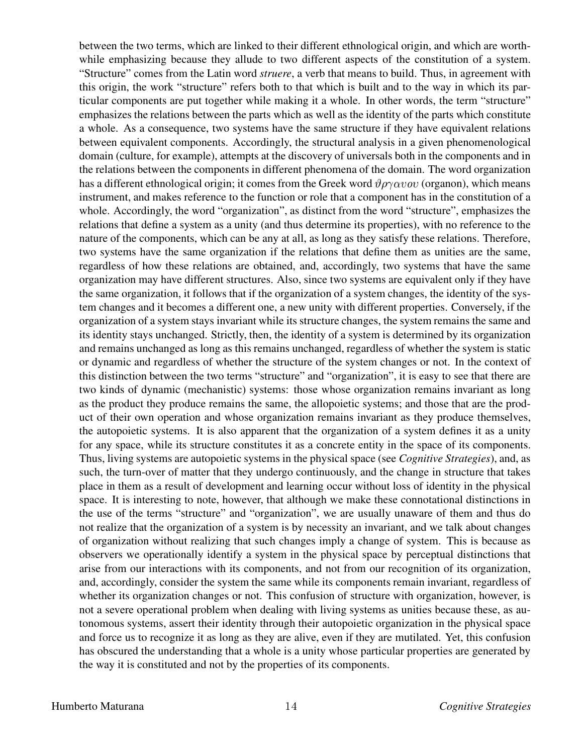between the two terms, which are linked to their different ethnological origin, and which are worthwhile emphasizing because they allude to two different aspects of the constitution of a system. "Structure" comes from the Latin word *struere*, a verb that means to build. Thus, in agreement with this origin, the work "structure" refers both to that which is built and to the way in which its particular components are put together while making it a whole. In other words, the term "structure" emphasizes the relations between the parts which as well as the identity of the parts which constitute a whole. As a consequence, two systems have the same structure if they have equivalent relations between equivalent components. Accordingly, the structural analysis in a given phenomenological domain (culture, for example), attempts at the discovery of universals both in the components and in the relations between the components in different phenomena of the domain. The word organization has a different ethnological origin; it comes from the Greek word $\vartheta\rho\gamma\alpha\upsilon o\upsilon$ (organon), which means instrument, and makes reference to the function or role that a component has in the constitution of a whole. Accordingly, the word "organization", as distinct from the word "structure", emphasizes the relations that define a system as a unity (and thus determine its properties), with no reference to the nature of the components, which can be any at all, as long as they satisfy these relations. Therefore, two systems have the same organization if the relations that define them as unities are the same, regardless of how these relations are obtained, and, accordingly, two systems that have the same organization may have different structures. Also, since two systems are equivalent only if they have the same organization, it follows that if the organization of a system changes, the identity of the system changes and it becomes a different one, a new unity with different properties. Conversely, if the organization of a system stays invariant while its structure changes, the system remains the same and its identity stays unchanged. Strictly, then, the identity of a system is determined by its organization and remains unchanged as long as this remains unchanged, regardless of whether the system is static or dynamic and regardless of whether the structure of the system changes or not. In the context of this distinction between the two terms "structure" and "organization", it is easy to see that there are two kinds of dynamic (mechanistic) systems: those whose organization remains invariant as long as the product they produce remains the same, the allopoietic systems; and those that are the product of their own operation and whose organization remains invariant as they produce themselves, the autopoietic systems. It is also apparent that the organization of a system defines it as a unity for any space, while its structure constitutes it as a concrete entity in the space of its components. Thus, living systems are autopoietic systems in the physical space (see *Cognitive Strategies*), and, as such, the turn-over of matter that they undergo continuously, and the change in structure that takes place in them as a result of development and learning occur without loss of identity in the physical space. It is interesting to note, however, that although we make these connotational distinctions in the use of the terms "structure" and "organization", we are usually unaware of them and thus do not realize that the organization of a system is by necessity an invariant, and we talk about changes of organization without realizing that such changes imply a change of system. This is because as observers we operationally identify a system in the physical space by perceptual distinctions that arise from our interactions with its components, and not from our recognition of its organization, and, accordingly, consider the system the same while its components remain invariant, regardless of whether its organization changes or not. This confusion of structure with organization, however, is not a severe operational problem when dealing with living systems as unities because these, as autonomous systems, assert their identity through their autopoietic organization in the physical space and force us to recognize it as long as they are alive, even if they are mutilated. Yet, this confusion has obscured the understanding that a whole is a unity whose particular properties are generated by the way it is constituted and not by the properties of its components.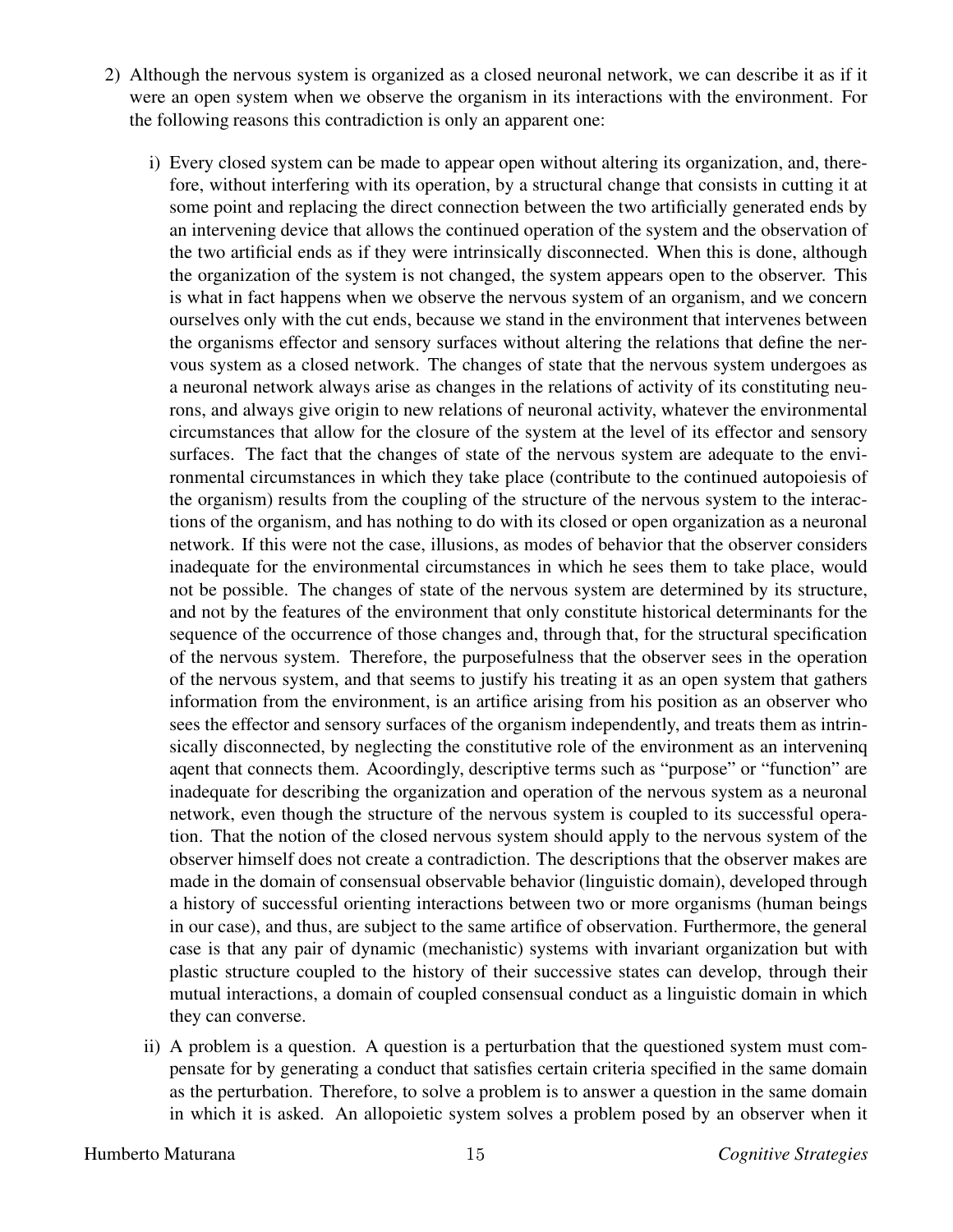2) Although the nervous system is organized as a closed neuronal network, we can describe it as if it were an open system when we observe the organism in its interactions with the environment. For the following reasons this contradiction is only an apparent one:

   i) Every closed system can be made to appear open without altering its organization, and, therefore, without interfering with its operation, by a structural change that consists in cutting it at some point and replacing the direct connection between the two artificially generated ends by an intervening device that allows the continued operation of the system and the observation of the two artificial ends as if they were intrinsically disconnected. When this is done, although the organization of the system is not changed, the system appears open to the observer. This is what in fact happens when we observe the nervous system of an organism, and we concern ourselves only with the cut ends, because we stand in the environment that intervenes between the organisms effector and sensory surfaces without altering the relations that define the nervous system as a closed network. The changes of state that the nervous system undergoes as a neuronal network always arise as changes in the relations of activity of its constituting neurons, and always give origin to new relations of neuronal activity, whatever the environmental circumstances that allow for the closure of the system at the level of its effector and sensory surfaces. The fact that the changes of state of the nervous system are adequate to the environmental circumstances in which they take place (contribute to the continued autopoiesis of the organism) results from the coupling of the structure of the nervous system to the interactions of the organism, and has nothing to do with its closed or open organization as a neuronal network. If this were not the case, illusions, as modes of behavior that the observer considers inadequate for the environmental circumstances in which he sees them to take place, would not be possible. The changes of state of the nervous system are determined by its structure, and not by the features of the environment that only constitute historical determinants for the sequence of the occurrence of those changes and, through that, for the structural specification of the nervous system. Therefore, the purposefulness that the observer sees in the operation of the nervous system, and that seems to justify his treating it as an open system that gathers information from the environment, is an artifice arising from his position as an observer who sees the effector and sensory surfaces of the organism independently, and treats them as intrinsically disconnected, by neglecting the constitutive role of the environment as an interveninq aqent that connects them. Acoordingly, descriptive terms such as "purpose" or "function" are inadequate for describing the organization and operation of the nervous system as a neuronal network, even though the structure of the nervous system is coupled to its successful operation. That the notion of the closed nervous system should apply to the nervous system of the observer himself does not create a contradiction. The descriptions that the observer makes are made in the domain of consensual observable behavior (linguistic domain), developed through a history of successful orienting interactions between two or more organisms (human beings in our case), and thus, are subject to the same artifice of observation. Furthermore, the general case is that any pair of dynamic (mechanistic) systems with invariant organization but with plastic structure coupled to the history of their successive states can develop, through their mutual interactions, a domain of coupled consensual conduct as a linguistic domain in which they can converse.

   ii) A problem is a question. A question is a perturbation that the questioned system must compensate for by generating a conduct that satisfies certain criteria specified in the same domain as the perturbation. Therefore, to solve a problem is to answer a question in the same domain in which it is asked. An allopoietic system solves a problem posed by an observer when it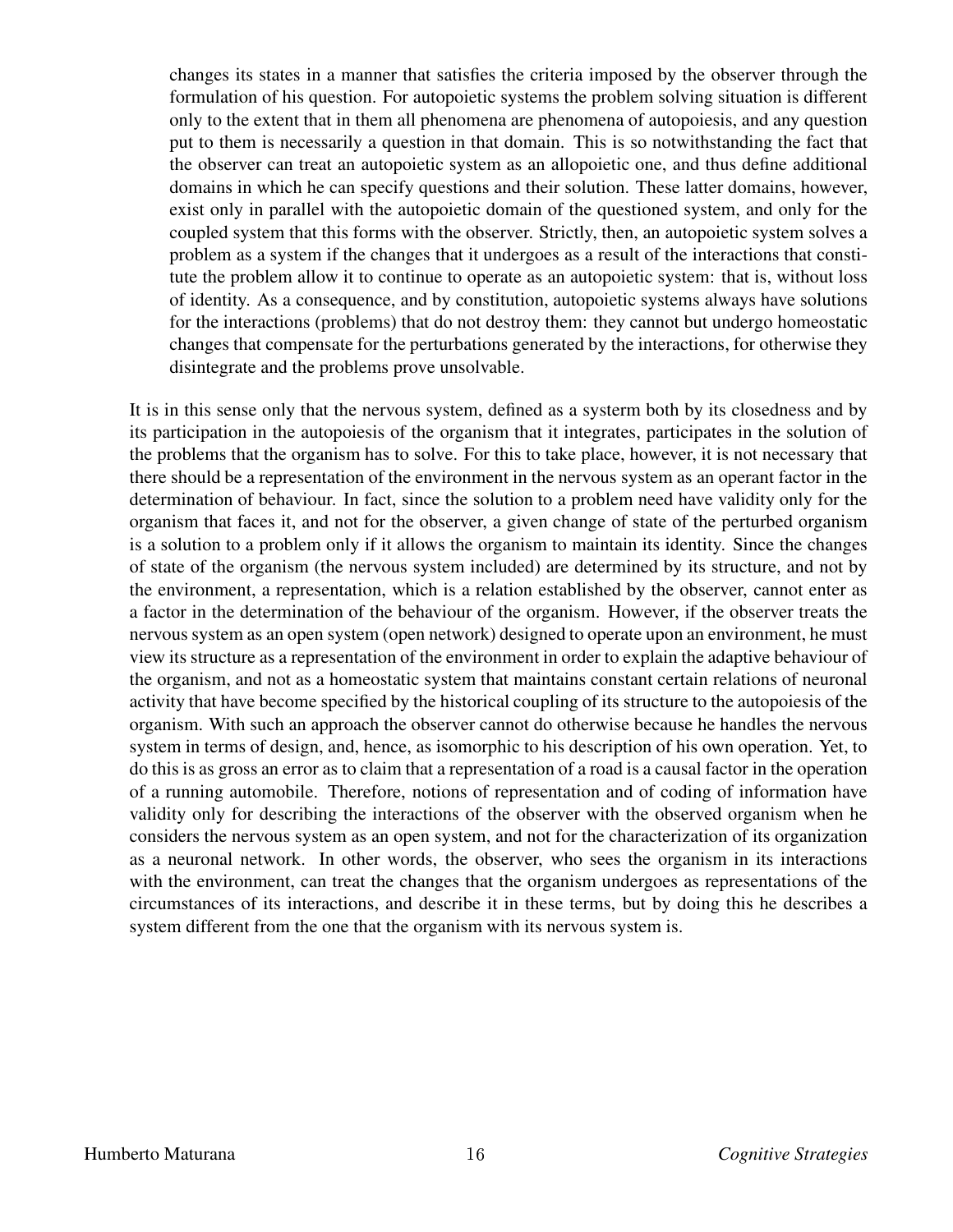> changes its states in a manner that satisfies the criteria imposed by the observer through the formulation of his question. For autopoietic systems the problem solving situation is different only to the extent that in them all phenomena are phenomena of autopoiesis, and any question put to them is necessarily a question in that domain. This is so notwithstanding the fact that the observer can treat an autopoietic system as an allopoietic one, and thus define additional domains in which he can specify questions and their solution. These latter domains, however, exist only in parallel with the autopoietic domain of the questioned system, and only for the coupled system that this forms with the observer. Strictly, then, an autopoietic system solves a problem as a system if the changes that it undergoes as a result of the interactions that constitute the problem allow it to continue to operate as an autopoietic system: that is, without loss of identity. As a consequence, and by constitution, autopoietic systems always have solutions for the interactions (problems) that do not destroy them: they cannot but undergo homeostatic changes that compensate for the perturbations generated by the interactions, for otherwise they disintegrate and the problems prove unsolvable.

It is in this sense only that the nervous system, defined as a systerm both by its closedness and by its participation in the autopoiesis of the organism that it integrates, participates in the solution of the problems that the organism has to solve. For this to take place, however, it is not necessary that there should be a representation of the environment in the nervous system as an operant factor in the determination of behaviour. In fact, since the solution to a problem need have validity only for the organism that faces it, and not for the observer, a given change of state of the perturbed organism is a solution to a problem only if it allows the organism to maintain its identity. Since the changes of state of the organism (the nervous system included) are determined by its structure, and not by the environment, a representation, which is a relation established by the observer, cannot enter as a factor in the determination of the behaviour of the organism. However, if the observer treats the nervous system as an open system (open network) designed to operate upon an environment, he must view its structure as a representation of the environment in order to explain the adaptive behaviour of the organism, and not as a homeostatic system that maintains constant certain relations of neuronal activity that have become specified by the historical coupling of its structure to the autopoiesis of the organism. With such an approach the observer cannot do otherwise because he handles the nervous system in terms of design, and, hence, as isomorphic to his description of his own operation. Yet, to do this is as gross an error as to claim that a representation of a road is a causal factor in the operation of a running automobile. Therefore, notions of representation and of coding of information have validity only for describing the interactions of the observer with the observed organism when he considers the nervous system as an open system, and not for the characterization of its organization as a neuronal network. In other words, the observer, who sees the organism in its interactions with the environment, can treat the changes that the organism undergoes as representations of the circumstances of its interactions, and describe it in these terms, but by doing this he describes a system different from the one that the organism with its nervous system is.